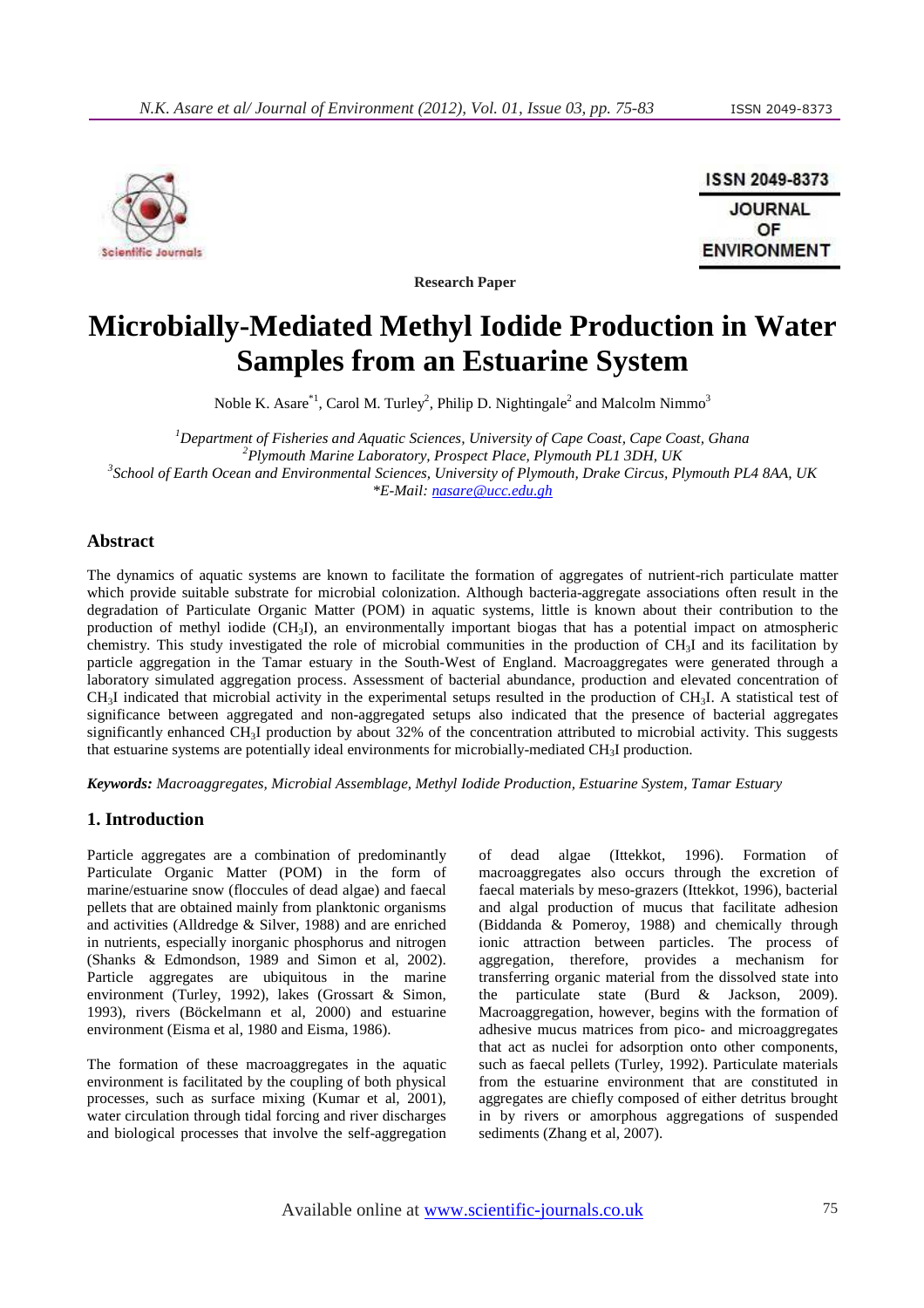Research Paper

# Microbially-Mediated Methyl Iodide Production in Water Samples from an Estuarine System

Noble K. Asare[*1], Carol M. Turley[2], Philip D. Nightingale[2] and Malcolm Nimmo[3]

[1]*Department of Fisheries and Aquatic Sciences, University of Cape Coast, Cape Coast, Ghana*
[2]*Plymouth Marine Laboratory, Prospect Place, Plymouth PL1 3DH, UK*
[3]*School of Earth Ocean and Environmental Sciences, University of Plymouth, Drake Circus, Plymouth PL4 8AA, UK*
*\*E-Mail: nasare@ucc.edu.gh*

## Abstract

The dynamics of aquatic systems are known to facilitate the formation of aggregates of nutrient-rich particulate matter which provide suitable substrate for microbial colonization. Although bacteria-aggregate associations often result in the degradation of Particulate Organic Matter (POM) in aquatic systems, little is known about their contribution to the production of methyl iodide ($CH_3I$), an environmentally important biogas that has a potential impact on atmospheric chemistry. This study investigated the role of microbial communities in the production of $CH_3I$ and its facilitation by particle aggregation in the Tamar estuary in the South-West of England. Macroaggregates were generated through a laboratory simulated aggregation process. Assessment of bacterial abundance, production and elevated concentration of $CH_3I$ indicated that microbial activity in the experimental setups resulted in the production of $CH_3I$. A statistical test of significance between aggregated and non-aggregated setups also indicated that the presence of bacterial aggregates significantly enhanced $CH_3I$ production by about 32% of the concentration attributed to microbial activity. This suggests that estuarine systems are potentially ideal environments for microbially-mediated $CH_3I$ production.

***Keywords:*** *Macroaggregates, Microbial Assemblage, Methyl Iodide Production, Estuarine System, Tamar Estuary*

## 1. Introduction

Particle aggregates are a combination of predominantly Particulate Organic Matter (POM) in the form of marine/estuarine snow (floccules of dead algae) and faecal pellets that are obtained mainly from planktonic organisms and activities (Alldredge & Silver, 1988) and are enriched in nutrients, especially inorganic phosphorus and nitrogen (Shanks & Edmondson, 1989 and Simon et al, 2002). Particle aggregates are ubiquitous in the marine environment (Turley, 1992), lakes (Grossart & Simon, 1993), rivers (Böckelmann et al, 2000) and estuarine environment (Eisma et al, 1980 and Eisma, 1986).

The formation of these macroaggregates in the aquatic environment is facilitated by the coupling of both physical processes, such as surface mixing (Kumar et al, 2001), water circulation through tidal forcing and river discharges and biological processes that involve the self-aggregation of dead algae (Ittekkot, 1996). Formation of macroaggregates also occurs through the excretion of faecal materials by meso-grazers (Ittekkot, 1996), bacterial and algal production of mucus that facilitate adhesion (Biddanda & Pomeroy, 1988) and chemically through ionic attraction between particles. The process of aggregation, therefore, provides a mechanism for transferring organic material from the dissolved state into the particulate state (Burd & Jackson, 2009). Macroaggregation, however, begins with the formation of adhesive mucus matrices from pico- and microaggregates that act as nuclei for adsorption onto other components, such as faecal pellets (Turley, 1992). Particulate materials from the estuarine environment that are constituted in aggregates are chiefly composed of either detritus brought in by rivers or amorphous aggregations of suspended sediments (Zhang et al, 2007).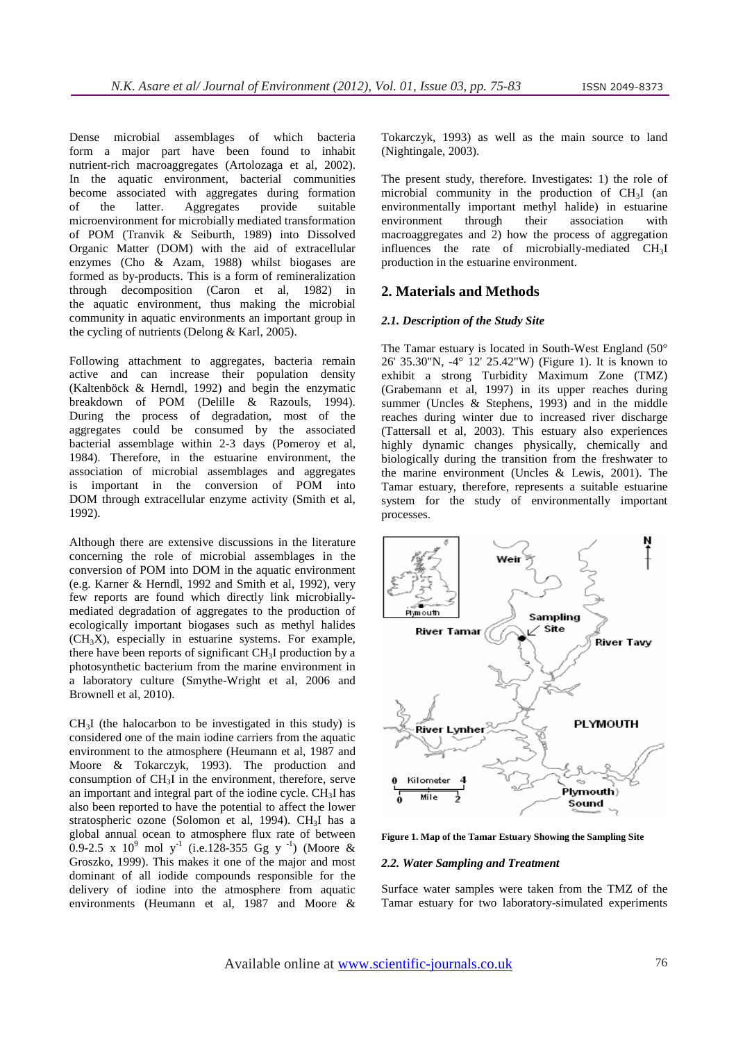Dense microbial assemblages of which bacteria form a major part have been found to inhabit nutrient-rich macroaggregates (Artolozaga et al, 2002). In the aquatic environment, bacterial communities become associated with aggregates during formation of the latter. Aggregates provide suitable microenvironment for microbially mediated transformation of POM (Tranvik & Seiburth, 1989) into Dissolved Organic Matter (DOM) with the aid of extracellular enzymes (Cho & Azam, 1988) whilst biogases are formed as by-products. This is a form of remineralization through decomposition (Caron et al, 1982) in the aquatic environment, thus making the microbial community in aquatic environments an important group in the cycling of nutrients (Delong & Karl, 2005).

Following attachment to aggregates, bacteria remain active and can increase their population density (Kaltenböck & Herndl, 1992) and begin the enzymatic breakdown of POM (Delille & Razouls, 1994). During the process of degradation, most of the aggregates could be consumed by the associated bacterial assemblage within 2-3 days (Pomeroy et al, 1984). Therefore, in the estuarine environment, the association of microbial assemblages and aggregates is important in the conversion of POM into DOM through extracellular enzyme activity (Smith et al, 1992).

Although there are extensive discussions in the literature concerning the role of microbial assemblages in the conversion of POM into DOM in the aquatic environment (e.g. Karner & Herndl, 1992 and Smith et al, 1992), very few reports are found which directly link microbially-mediated degradation of aggregates to the production of ecologically important biogases such as methyl halides ($CH_3X$), especially in estuarine systems. For example, there have been reports of significant $CH_3I$ production by a photosynthetic bacterium from the marine environment in a laboratory culture (Smythe-Wright et al, 2006 and Brownell et al, 2010).

$CH_3I$ (the halocarbon to be investigated in this study) is considered one of the main iodine carriers from the aquatic environment to the atmosphere (Heumann et al, 1987 and Moore & Tokarczyk, 1993). The production and consumption of $CH_3I$ in the environment, therefore, serve an important and integral part of the iodine cycle. $CH_3I$ has also been reported to have the potential to affect the lower stratospheric ozone (Solomon et al, 1994). $CH_3I$ has a global annual ocean to atmosphere flux rate of between 0.9-2.5 x $10^9$ mol $y^{-1}$ (i.e.128-355 Gg $y^{-1}$) (Moore & Groszko, 1999). This makes it one of the major and most dominant of all iodide compounds responsible for the delivery of iodine into the atmosphere from aquatic environments (Heumann et al, 1987 and Moore & Tokarczyk, 1993) as well as the main source to land (Nightingale, 2003).

The present study, therefore. Investigates: 1) the role of microbial community in the production of $CH_3I$ (an environmentally important methyl halide) in estuarine environment through their association with macroaggregates and 2) how the process of aggregation influences the rate of microbially-mediated $CH_3I$ production in the estuarine environment.

## 2. Materials and Methods

### *2.1. Description of the Study Site*

The Tamar estuary is located in South-West England (50° 26' 35.30"N, -4° 12' 25.42"W) (Figure 1). It is known to exhibit a strong Turbidity Maximum Zone (TMZ) (Grabemann et al, 1997) in its upper reaches during summer (Uncles & Stephens, 1993) and in the middle reaches during winter due to increased river discharge (Tattersall et al, 2003). This estuary also experiences highly dynamic changes physically, chemically and biologically during the transition from the freshwater to the marine environment (Uncles & Lewis, 2001). The Tamar estuary, therefore, represents a suitable estuarine system for the study of environmentally important processes.

**Figure 1. Map of the Tamar Estuary Showing the Sampling Site**

### *2.2. Water Sampling and Treatment*

Surface water samples were taken from the TMZ of the Tamar estuary for two laboratory-simulated experiments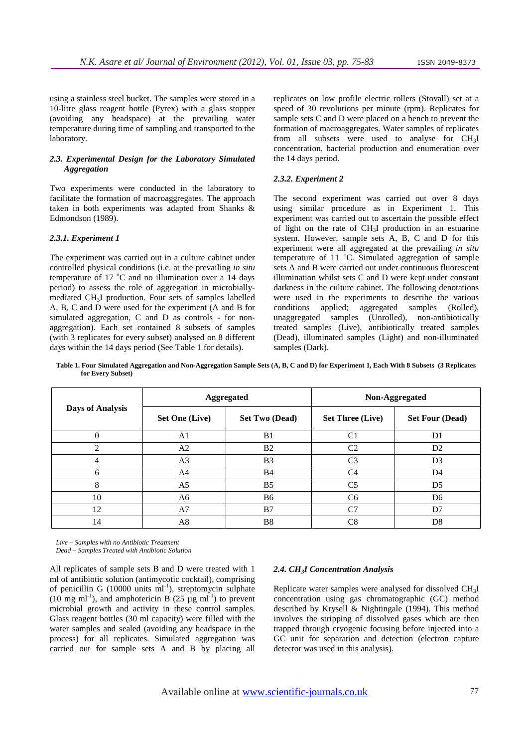using a stainless steel bucket. The samples were stored in a 10-litre glass reagent bottle (Pyrex) with a glass stopper (avoiding any headspace) at the prevailing water temperature during time of sampling and transported to the laboratory.

### *2.3. Experimental Design for the Laboratory Simulated Aggregation*

Two experiments were conducted in the laboratory to facilitate the formation of macroaggregates. The approach taken in both experiments was adapted from Shanks & Edmondson (1989).

#### *2.3.1. Experiment 1*

The experiment was carried out in a culture cabinet under controlled physical conditions (i.e. at the prevailing *in situ* temperature of 17 $^{o}$C and no illumination over a 14 days period) to assess the role of aggregation in microbially-mediated $CH_3I$ production. Four sets of samples labelled A, B, C and D were used for the experiment (A and B for simulated aggregation, C and D as controls - for non-aggregation). Each set contained 8 subsets of samples (with 3 replicates for every subset) analysed on 8 different days within the 14 days period (See Table 1 for details).

All replicates of sample sets B and D were treated with 1 ml of antibiotic solution (antimycotic cocktail), comprising of penicillin G (10000 units ml$^{-1}$), streptomycin sulphate (10 mg ml$^{-1}$), and amphotericin B (25 µg ml$^{-1}$) to prevent microbial growth and activity in these control samples. Glass reagent bottles (30 ml capacity) were filled with the water samples and sealed (avoiding any headspace in the process) for all replicates. Simulated aggregation was carried out for sample sets A and B by placing all replicates on low profile electric rollers (Stovall) set at a speed of 30 revolutions per minute (rpm). Replicates for sample sets C and D were placed on a bench to prevent the formation of macroaggregates. Water samples of replicates from all subsets were used to analyse for $CH_3I$ concentration, bacterial production and enumeration over the 14 days period.

#### *2.3.2. Experiment 2*

The second experiment was carried out over 8 days using similar procedure as in Experiment 1. This experiment was carried out to ascertain the possible effect of light on the rate of $CH_3I$ production in an estuarine system. However, sample sets A, B, C and D for this experiment were all aggregated at the prevailing *in situ* temperature of 11 $^{o}$C. Simulated aggregation of sample sets A and B were carried out under continuous fluorescent illumination whilst sets C and D were kept under constant darkness in the culture cabinet. The following denotations were used in the experiments to describe the various conditions applied; aggregated samples (Rolled), unaggregated samples (Unrolled), non-antibiotically treated samples (Live), antibiotically treated samples (Dead), illuminated samples (Light) and non-illuminated samples (Dark).

**Table 1. Four Simulated Aggregation and Non-Aggregation Sample Sets (A, B, C and D) for Experiment 1, Each With 8 Subsets (3 Replicates for Every Subset)**

| Days of Analysis | Aggregated | | Non-Aggregated | |
|---|---|---|---|---|
| | Set One (Live) | Set Two (Dead) | Set Three (Live) | Set Four (Dead) |
| 0 | A1 | B1 | C1 | D1 |
| 2 | A2 | B2 | C2 | D2 |
| 4 | A3 | B3 | C3 | D3 |
| 6 | A4 | B4 | C4 | D4 |
| 8 | A5 | B5 | C5 | D5 |
| 10 | A6 | B6 | C6 | D6 |
| 12 | A7 | B7 | C7 | D7 |
| 14 | A8 | B8 | C8 | D8 |

*Live – Samples with no Antibiotic Treatment*
*Dead – Samples Treated with Antibiotic Solution*

### *2.4. $CH_3I$ Concentration Analysis*

Replicate water samples were analysed for dissolved $CH_3I$ concentration using gas chromatographic (GC) method described by Krysell & Nightingale (1994). This method involves the stripping of dissolved gases which are then trapped through cryogenic focusing before injected into a GC unit for separation and detection (electron capture detector was used in this analysis).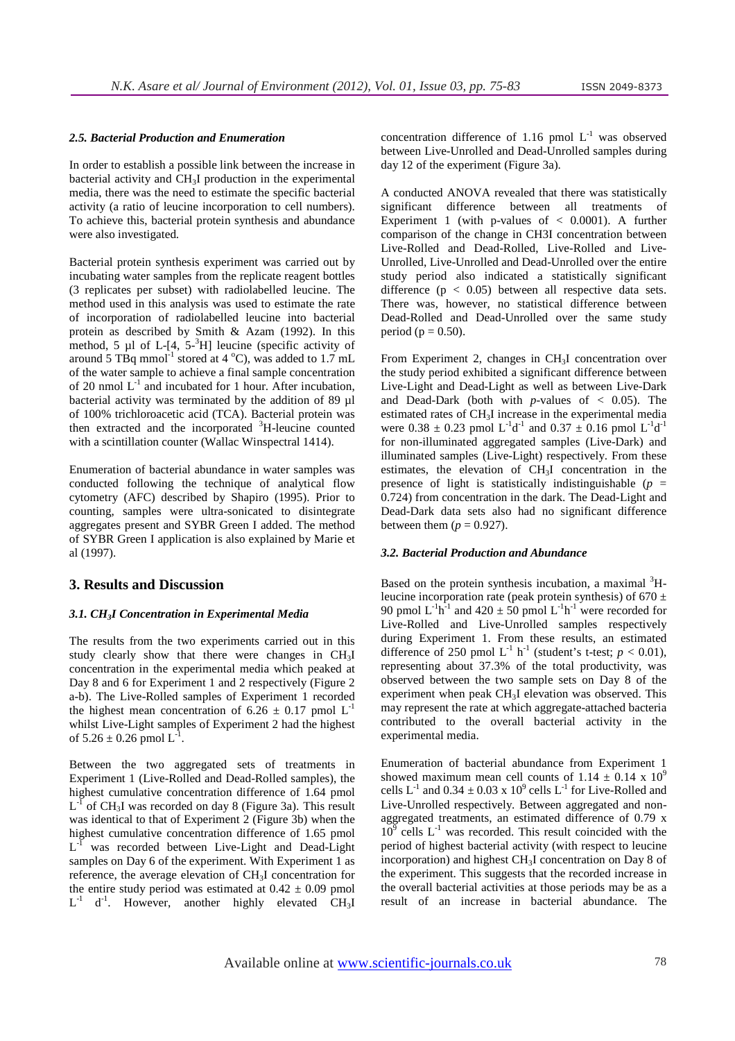### *2.5. Bacterial Production and Enumeration*

In order to establish a possible link between the increase in bacterial activity and $CH_3I$ production in the experimental media, there was the need to estimate the specific bacterial activity (a ratio of leucine incorporation to cell numbers). To achieve this, bacterial protein synthesis and abundance were also investigated.

Bacterial protein synthesis experiment was carried out by incubating water samples from the replicate reagent bottles (3 replicates per subset) with radiolabelled leucine. The method used in this analysis was used to estimate the rate of incorporation of radiolabelled leucine into bacterial protein as described by Smith & Azam (1992). In this method, 5 µl of L-[4, 5-$^3$H] leucine (specific activity of around 5 TBq mmol$^{-1}$ stored at 4 °C), was added to 1.7 mL of the water sample to achieve a final sample concentration of 20 nmol L$^{-1}$ and incubated for 1 hour. After incubation, bacterial activity was terminated by the addition of 89 µl of 100% trichloroacetic acid (TCA). Bacterial protein was then extracted and the incorporated $^3$H-leucine counted with a scintillation counter (Wallac Winspectral 1414).

Enumeration of bacterial abundance in water samples was conducted following the technique of analytical flow cytometry (AFC) described by Shapiro (1995). Prior to counting, samples were ultra-sonicated to disintegrate aggregates present and SYBR Green I added. The method of SYBR Green I application is also explained by Marie et al (1997).

## 3. Results and Discussion

### *3.1. $CH_3I$ Concentration in Experimental Media*

The results from the two experiments carried out in this study clearly show that there were changes in $CH_3I$ concentration in the experimental media which peaked at Day 8 and 6 for Experiment 1 and 2 respectively (Figure 2 a-b). The Live-Rolled samples of Experiment 1 recorded the highest mean concentration of 6.26 ± 0.17 pmol L$^{-1}$ whilst Live-Light samples of Experiment 2 had the highest of 5.26 ± 0.26 pmol L$^{-1}$.

Between the two aggregated sets of treatments in Experiment 1 (Live-Rolled and Dead-Rolled samples), the highest cumulative concentration difference of 1.64 pmol L$^{-1}$ of $CH_3I$ was recorded on day 8 (Figure 3a). This result was identical to that of Experiment 2 (Figure 3b) when the highest cumulative concentration difference of 1.65 pmol L$^{-1}$ was recorded between Live-Light and Dead-Light samples on Day 6 of the experiment. With Experiment 1 as reference, the average elevation of $CH_3I$ concentration for the entire study period was estimated at 0.42 ± 0.09 pmol L$^{-1}$ d$^{-1}$. However, another highly elevated $CH_3I$ concentration difference of 1.16 pmol L$^{-1}$ was observed between Live-Unrolled and Dead-Unrolled samples during day 12 of the experiment (Figure 3a).

A conducted ANOVA revealed that there was statistically significant difference between all treatments of Experiment 1 (with p-values of < 0.0001). A further comparison of the change in CH3I concentration between Live-Rolled and Dead-Rolled, Live-Rolled and Live-Unrolled, Live-Unrolled and Dead-Unrolled over the entire study period also indicated a statistically significant difference ($p < 0.05$) between all respective data sets. There was, however, no statistical difference between Dead-Rolled and Dead-Unrolled over the same study period ($p = 0.50$).

From Experiment 2, changes in $CH_3I$ concentration over the study period exhibited a significant difference between Live-Light and Dead-Light as well as between Live-Dark and Dead-Dark (both with *p*-values of < 0.05). The estimated rates of $CH_3I$ increase in the experimental media were 0.38 ± 0.23 pmol L$^{-1}$d$^{-1}$ and 0.37 ± 0.16 pmol L$^{-1}$d$^{-1}$ for non-illuminated aggregated samples (Live-Dark) and illuminated samples (Live-Light) respectively. From these estimates, the elevation of $CH_3I$ concentration in the presence of light is statistically indistinguishable ($p = 0.724$) from concentration in the dark. The Dead-Light and Dead-Dark data sets also had no significant difference between them ($p = 0.927$).

### *3.2. Bacterial Production and Abundance*

Based on the protein synthesis incubation, a maximal $^3$H-leucine incorporation rate (peak protein synthesis) of 670 ± 90 pmol L$^{-1}$h$^{-1}$ and 420 ± 50 pmol L$^{-1}$h$^{-1}$ were recorded for Live-Rolled and Live-Unrolled samples respectively during Experiment 1. From these results, an estimated difference of 250 pmol L$^{-1}$ h$^{-1}$ (student's t-test; $p < 0.01$), representing about 37.3% of the total productivity, was observed between the two sample sets on Day 8 of the experiment when peak $CH_3I$ elevation was observed. This may represent the rate at which aggregate-attached bacteria contributed to the overall bacterial activity in the experimental media.

Enumeration of bacterial abundance from Experiment 1 showed maximum mean cell counts of 1.14 ± 0.14 x 10$^9$ cells L$^{-1}$ and 0.34 ± 0.03 x 10$^9$ cells L$^{-1}$ for Live-Rolled and Live-Unrolled respectively. Between aggregated and non-aggregated treatments, an estimated difference of 0.79 x 10$^9$ cells L$^{-1}$ was recorded. This result coincided with the period of highest bacterial activity (with respect to leucine incorporation) and highest $CH_3I$ concentration on Day 8 of the experiment. This suggests that the recorded increase in the overall bacterial activities at those periods may be as a result of an increase in bacterial abundance. The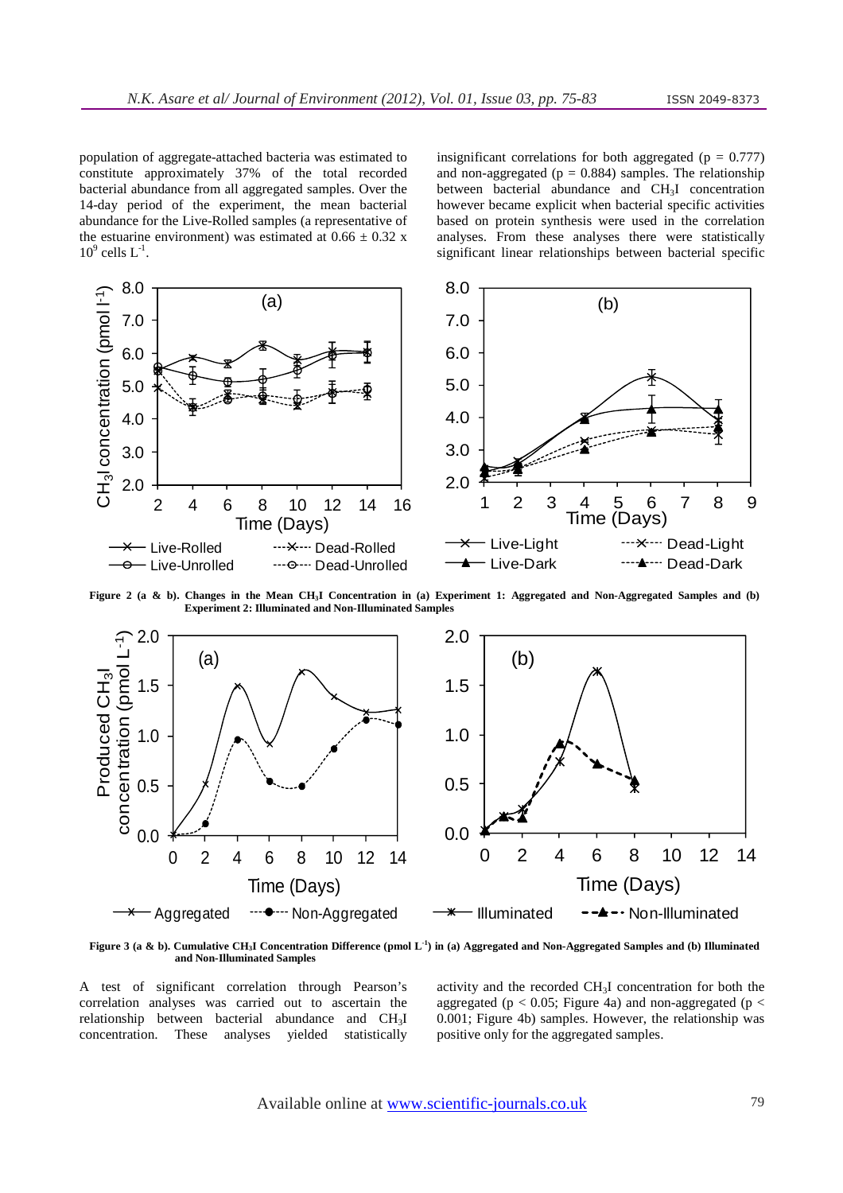population of aggregate-attached bacteria was estimated to constitute approximately 37% of the total recorded bacterial abundance from all aggregated samples. Over the 14-day period of the experiment, the mean bacterial abundance for the Live-Rolled samples (a representative of the estuarine environment) was estimated at $0.66 \pm 0.32 \times 10^9$ cells $L^{-1}$.

insignificant correlations for both aggregated ($p = 0.777$) and non-aggregated ($p = 0.884$) samples. The relationship between bacterial abundance and $CH_3I$ concentration however became explicit when bacterial specific activities based on protein synthesis were used in the correlation analyses. From these analyses there were statistically significant linear relationships between bacterial specific

**Figure 2 (a & b). Changes in the Mean $CH_3I$ Concentration in (a) Experiment 1: Aggregated and Non-Aggregated Samples and (b) Experiment 2: Illuminated and Non-Illuminated Samples**

**Figure 3 (a & b). Cumulative $CH_3I$ Concentration Difference (pmol $L^{-1}$) in (a) Aggregated and Non-Aggregated Samples and (b) Illuminated and Non-Illuminated Samples**

A test of significant correlation through Pearson's correlation analyses was carried out to ascertain the relationship between bacterial abundance and $CH_3I$ concentration. These analyses yielded statistically

activity and the recorded $CH_3I$ concentration for both the aggregated ($p < 0.05$; Figure 4a) and non-aggregated ($p < 0.001$; Figure 4b) samples. However, the relationship was positive only for the aggregated samples.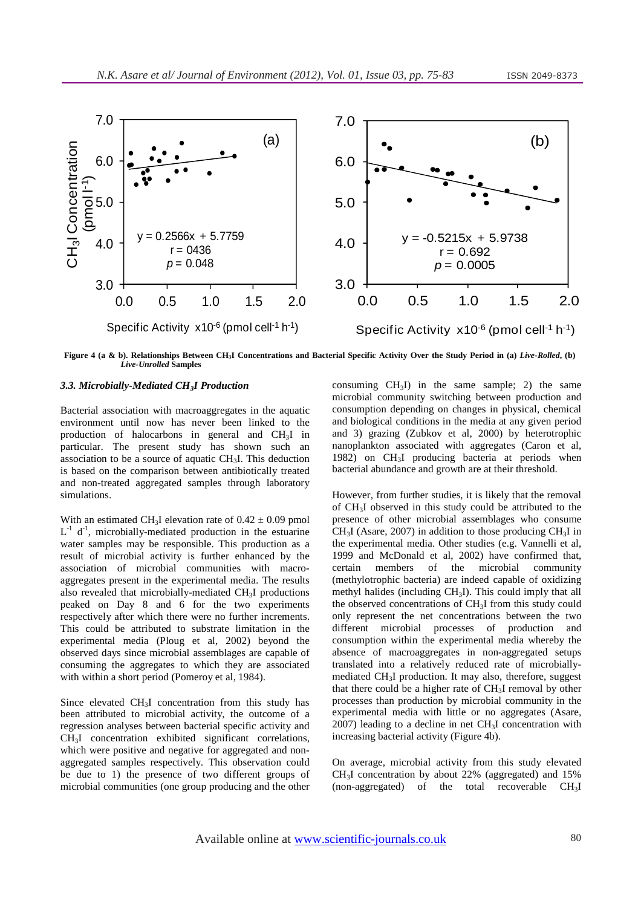Figure 4 (a & b). Relationships Between $CH_3I$ Concentrations and Bacterial Specific Activity Over the Study Period in (a) *Live-Rolled*, (b) *Live-Unrolled* Samples

### *3.3. Microbially-Mediated $CH_3I$ Production*

Bacterial association with macroaggregates in the aquatic environment until now has never been linked to the production of halocarbons in general and $CH_3I$ in particular. The present study has shown such an association to be a source of aquatic $CH_3I$. This deduction is based on the comparison between antibiotically treated and non-treated aggregated samples through laboratory simulations.

With an estimated $CH_3I$ elevation rate of $0.42 \pm 0.09$ pmol $L^{-1}$ $d^{-1}$, microbially-mediated production in the estuarine water samples may be responsible. This production as a result of microbial activity is further enhanced by the association of microbial communities with macro-aggregates present in the experimental media. The results also revealed that microbially-mediated $CH_3I$ productions peaked on Day 8 and 6 for the two experiments respectively after which there were no further increments. This could be attributed to substrate limitation in the experimental media (Ploug et al, 2002) beyond the observed days since microbial assemblages are capable of consuming the aggregates to which they are associated with within a short period (Pomeroy et al, 1984).

Since elevated $CH_3I$ concentration from this study has been attributed to microbial activity, the outcome of a regression analyses between bacterial specific activity and $CH_3I$ concentration exhibited significant correlations, which were positive and negative for aggregated and non-aggregated samples respectively. This observation could be due to 1) the presence of two different groups of microbial communities (one group producing and the other consuming $CH_3I$) in the same sample; 2) the same microbial community switching between production and consumption depending on changes in physical, chemical and biological conditions in the media at any given period and 3) grazing (Zubkov et al, 2000) by heterotrophic nanoplankton associated with aggregates (Caron et al, 1982) on $CH_3I$ producing bacteria at periods when bacterial abundance and growth are at their threshold.

However, from further studies, it is likely that the removal of $CH_3I$ observed in this study could be attributed to the presence of other microbial assemblages who consume $CH_3I$ (Asare, 2007) in addition to those producing $CH_3I$ in the experimental media. Other studies (e.g. Vannelli et al, 1999 and McDonald et al, 2002) have confirmed that, certain members of the microbial community (methylotrophic bacteria) are indeed capable of oxidizing methyl halides (including $CH_3I$). This could imply that all the observed concentrations of $CH_3I$ from this study could only represent the net concentrations between the two different microbial processes of production and consumption within the experimental media whereby the absence of macroaggregates in non-aggregated setups translated into a relatively reduced rate of microbially-mediated $CH_3I$ production. It may also, therefore, suggest that there could be a higher rate of $CH_3I$ removal by other processes than production by microbial community in the experimental media with little or no aggregates (Asare, 2007) leading to a decline in net $CH_3I$ concentration with increasing bacterial activity (Figure 4b).

On average, microbial activity from this study elevated $CH_3I$ concentration by about 22% (aggregated) and 15% (non-aggregated) of the total recoverable $CH_3I$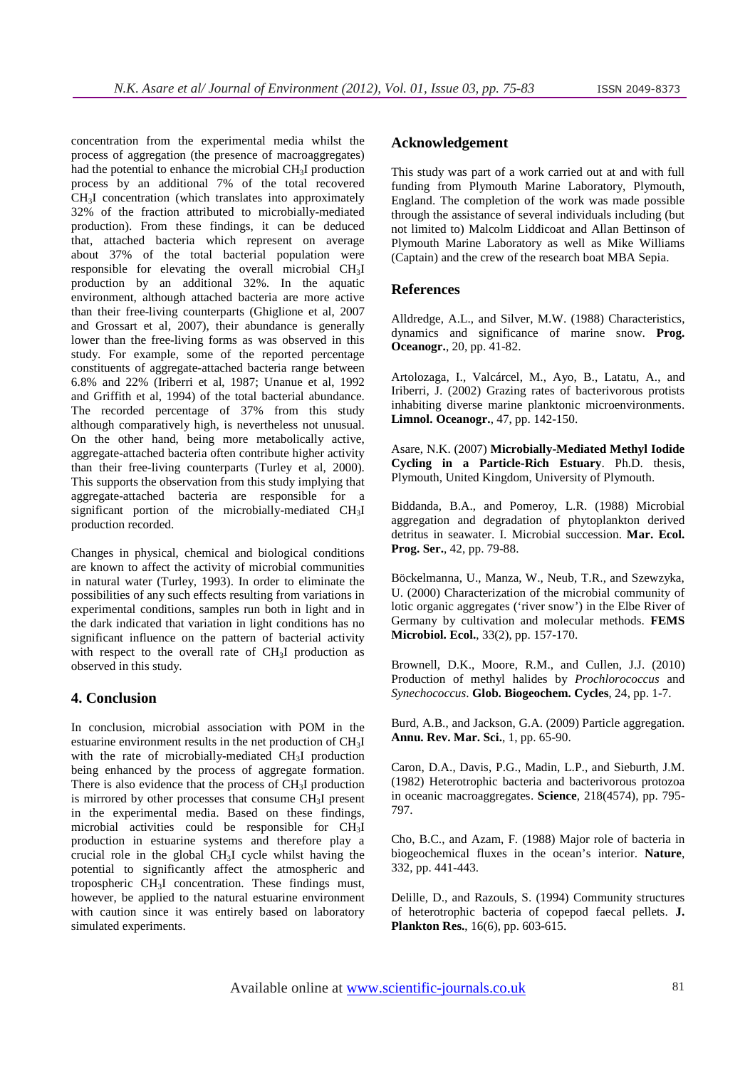concentration from the experimental media whilst the process of aggregation (the presence of macroaggregates) had the potential to enhance the microbial $CH_3I$ production process by an additional 7% of the total recovered $CH_3I$ concentration (which translates into approximately 32% of the fraction attributed to microbially-mediated production). From these findings, it can be deduced that, attached bacteria which represent on average about 37% of the total bacterial population were responsible for elevating the overall microbial $CH_3I$ production by an additional 32%. In the aquatic environment, although attached bacteria are more active than their free-living counterparts (Ghiglione et al, 2007 and Grossart et al, 2007), their abundance is generally lower than the free-living forms as was observed in this study. For example, some of the reported percentage constituents of aggregate-attached bacteria range between 6.8% and 22% (Iriberri et al, 1987; Unanue et al, 1992 and Griffith et al, 1994) of the total bacterial abundance. The recorded percentage of 37% from this study although comparatively high, is nevertheless not unusual. On the other hand, being more metabolically active, aggregate-attached bacteria often contribute higher activity than their free-living counterparts (Turley et al, 2000). This supports the observation from this study implying that aggregate-attached bacteria are responsible for a significant portion of the microbially-mediated $CH_3I$ production recorded.

Changes in physical, chemical and biological conditions are known to affect the activity of microbial communities in natural water (Turley, 1993). In order to eliminate the possibilities of any such effects resulting from variations in experimental conditions, samples run both in light and in the dark indicated that variation in light conditions has no significant influence on the pattern of bacterial activity with respect to the overall rate of $CH_3I$ production as observed in this study.

## 4. Conclusion

In conclusion, microbial association with POM in the estuarine environment results in the net production of $CH_3I$ with the rate of microbially-mediated $CH_3I$ production being enhanced by the process of aggregate formation. There is also evidence that the process of $CH_3I$ production is mirrored by other processes that consume $CH_3I$ present in the experimental media. Based on these findings, microbial activities could be responsible for $CH_3I$ production in estuarine systems and therefore play a crucial role in the global $CH_3I$ cycle whilst having the potential to significantly affect the atmospheric and tropospheric $CH_3I$ concentration. These findings must, however, be applied to the natural estuarine environment with caution since it was entirely based on laboratory simulated experiments.

## Acknowledgement

This study was part of a work carried out at and with full funding from Plymouth Marine Laboratory, Plymouth, England. The completion of the work was made possible through the assistance of several individuals including (but not limited to) Malcolm Liddicoat and Allan Bettinson of Plymouth Marine Laboratory as well as Mike Williams (Captain) and the crew of the research boat MBA Sepia.

## References

Alldredge, A.L., and Silver, M.W. (1988) Characteristics, dynamics and significance of marine snow. **Prog. Oceanogr.**, 20, pp. 41-82.

Artolozaga, I., Valcárcel, M., Ayo, B., Latatu, A., and Iriberri, J. (2002) Grazing rates of bacterivorous protists inhabiting diverse marine planktonic microenvironments. **Limnol. Oceanogr.**, 47, pp. 142-150.

Asare, N.K. (2007) **Microbially-Mediated Methyl Iodide Cycling in a Particle-Rich Estuary**. Ph.D. thesis, Plymouth, United Kingdom, University of Plymouth.

Biddanda, B.A., and Pomeroy, L.R. (1988) Microbial aggregation and degradation of phytoplankton derived detritus in seawater. I. Microbial succession. **Mar. Ecol. Prog. Ser.**, 42, pp. 79-88.

Böckelmanna, U., Manza, W., Neub, T.R., and Szewzyka, U. (2000) Characterization of the microbial community of lotic organic aggregates ('river snow') in the Elbe River of Germany by cultivation and molecular methods. **FEMS Microbiol. Ecol.**, 33(2), pp. 157-170.

Brownell, D.K., Moore, R.M., and Cullen, J.J. (2010) Production of methyl halides by *Prochlorococcus* and *Synechococcus*. **Glob. Biogeochem. Cycles**, 24, pp. 1-7.

Burd, A.B., and Jackson, G.A. (2009) Particle aggregation. **Annu. Rev. Mar. Sci.**, 1, pp. 65-90.

Caron, D.A., Davis, P.G., Madin, L.P., and Sieburth, J.M. (1982) Heterotrophic bacteria and bacterivorous protozoa in oceanic macroaggregates. **Science**, 218(4574), pp. 795-797.

Cho, B.C., and Azam, F. (1988) Major role of bacteria in biogeochemical fluxes in the ocean's interior. **Nature**, 332, pp. 441-443.

Delille, D., and Razouls, S. (1994) Community structures of heterotrophic bacteria of copepod faecal pellets. **J. Plankton Res.**, 16(6), pp. 603-615.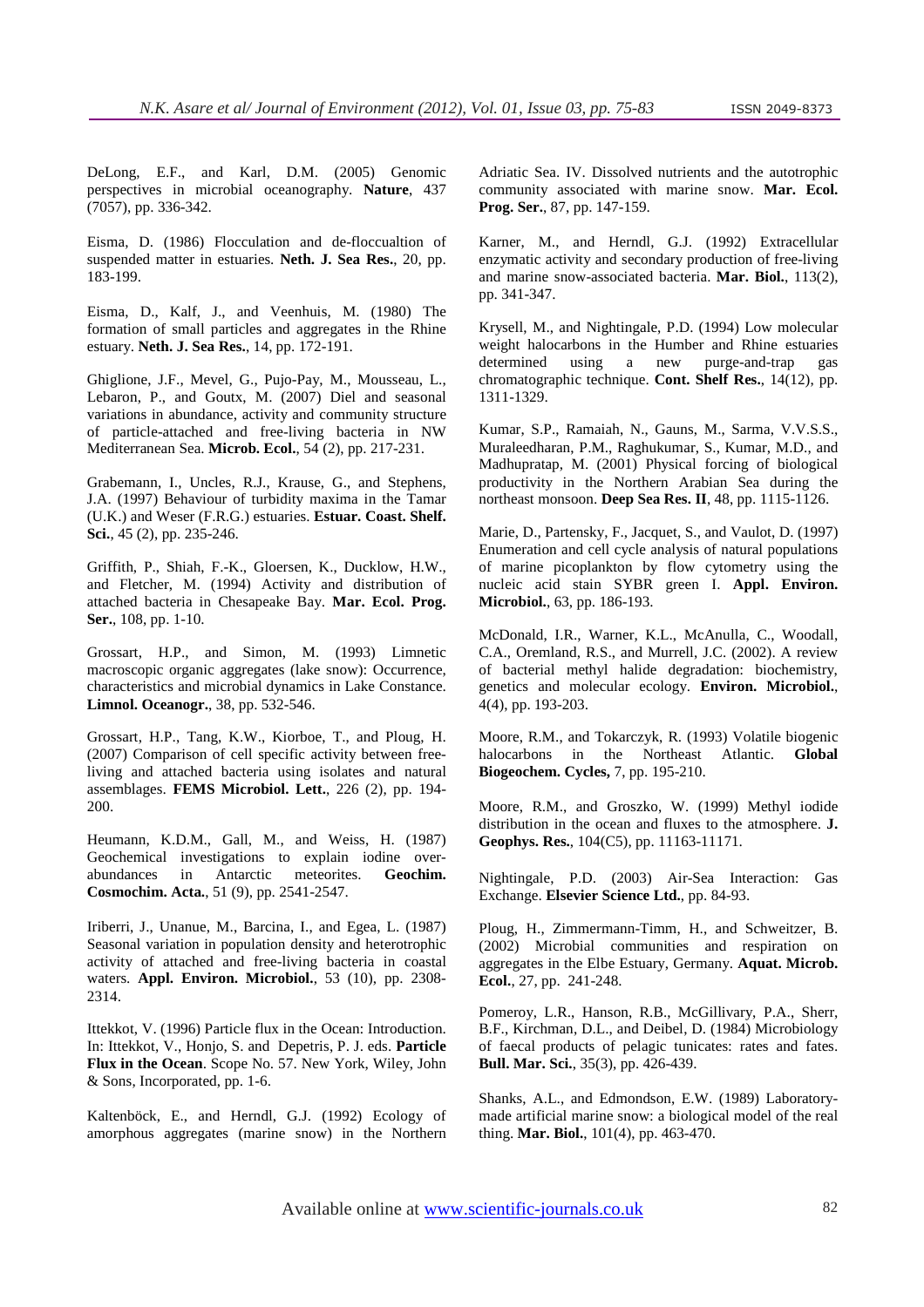DeLong, E.F., and Karl, D.M. (2005) Genomic perspectives in microbial oceanography. **Nature**, 437 (7057), pp. 336-342.

Eisma, D. (1986) Flocculation and de-floccualtion of suspended matter in estuaries. **Neth. J. Sea Res.**, 20, pp. 183-199.

Eisma, D., Kalf, J., and Veenhuis, M. (1980) The formation of small particles and aggregates in the Rhine estuary. **Neth. J. Sea Res.**, 14, pp. 172-191.

Ghiglione, J.F., Mevel, G., Pujo-Pay, M., Mousseau, L., Lebaron, P., and Goutx, M. (2007) Diel and seasonal variations in abundance, activity and community structure of particle-attached and free-living bacteria in NW Mediterranean Sea. **Microb. Ecol.**, 54 (2), pp. 217-231.

Grabemann, I., Uncles, R.J., Krause, G., and Stephens, J.A. (1997) Behaviour of turbidity maxima in the Tamar (U.K.) and Weser (F.R.G.) estuaries. **Estuar. Coast. Shelf. Sci.**, 45 (2), pp. 235-246.

Griffith, P., Shiah, F.-K., Gloersen, K., Ducklow, H.W., and Fletcher, M. (1994) Activity and distribution of attached bacteria in Chesapeake Bay. **Mar. Ecol. Prog. Ser.**, 108, pp. 1-10.

Grossart, H.P., and Simon, M. (1993) Limnetic macroscopic organic aggregates (lake snow): Occurrence, characteristics and microbial dynamics in Lake Constance. **Limnol. Oceanogr.**, 38, pp. 532-546.

Grossart, H.P., Tang, K.W., Kiorboe, T., and Ploug, H. (2007) Comparison of cell specific activity between free-living and attached bacteria using isolates and natural assemblages. **FEMS Microbiol. Lett.**, 226 (2), pp. 194-200.

Heumann, K.D.M., Gall, M., and Weiss, H. (1987) Geochemical investigations to explain iodine over-abundances in Antarctic meteorites. **Geochim. Cosmochim. Acta.**, 51 (9), pp. 2541-2547.

Iriberri, J., Unanue, M., Barcina, I., and Egea, L. (1987) Seasonal variation in population density and heterotrophic activity of attached and free-living bacteria in coastal waters. **Appl. Environ. Microbiol.**, 53 (10), pp. 2308-2314.

Ittekkot, V. (1996) Particle flux in the Ocean: Introduction. In: Ittekkot, V., Honjo, S. and Depetris, P. J. eds. **Particle Flux in the Ocean**. Scope No. 57. New York, Wiley, John & Sons, Incorporated, pp. 1-6.

Kaltenböck, E., and Herndl, G.J. (1992) Ecology of amorphous aggregates (marine snow) in the Northern Adriatic Sea. IV. Dissolved nutrients and the autotrophic community associated with marine snow. **Mar. Ecol. Prog. Ser.**, 87, pp. 147-159.

Karner, M., and Herndl, G.J. (1992) Extracellular enzymatic activity and secondary production of free-living and marine snow-associated bacteria. **Mar. Biol.**, 113(2), pp. 341-347.

Krysell, M., and Nightingale, P.D. (1994) Low molecular weight halocarbons in the Humber and Rhine estuaries determined using a new purge-and-trap gas chromatographic technique. **Cont. Shelf Res.**, 14(12), pp. 1311-1329.

Kumar, S.P., Ramaiah, N., Gauns, M., Sarma, V.V.S.S., Muraleedharan, P.M., Raghukumar, S., Kumar, M.D., and Madhupratap, M. (2001) Physical forcing of biological productivity in the Northern Arabian Sea during the northeast monsoon. **Deep Sea Res. II**, 48, pp. 1115-1126.

Marie, D., Partensky, F., Jacquet, S., and Vaulot, D. (1997) Enumeration and cell cycle analysis of natural populations of marine picoplankton by flow cytometry using the nucleic acid stain SYBR green I. **Appl. Environ. Microbiol.**, 63, pp. 186-193.

McDonald, I.R., Warner, K.L., McAnulla, C., Woodall, C.A., Oremland, R.S., and Murrell, J.C. (2002). A review of bacterial methyl halide degradation: biochemistry, genetics and molecular ecology. **Environ. Microbiol.**, 4(4), pp. 193-203.

Moore, R.M., and Tokarczyk, R. (1993) Volatile biogenic halocarbons in the Northeast Atlantic. **Global Biogeochem. Cycles,** 7, pp. 195-210.

Moore, R.M., and Groszko, W. (1999) Methyl iodide distribution in the ocean and fluxes to the atmosphere. **J. Geophys. Res.**, 104(C5), pp. 11163-11171.

Nightingale, P.D. (2003) Air-Sea Interaction: Gas Exchange. **Elsevier Science Ltd.**, pp. 84-93.

Ploug, H., Zimmermann-Timm, H., and Schweitzer, B. (2002) Microbial communities and respiration on aggregates in the Elbe Estuary, Germany. **Aquat. Microb. Ecol.**, 27, pp. 241-248.

Pomeroy, L.R., Hanson, R.B., McGillivary, P.A., Sherr, B.F., Kirchman, D.L., and Deibel, D. (1984) Microbiology of faecal products of pelagic tunicates: rates and fates. **Bull. Mar. Sci.**, 35(3), pp. 426-439.

Shanks, A.L., and Edmondson, E.W. (1989) Laboratory-made artificial marine snow: a biological model of the real thing. **Mar. Biol.**, 101(4), pp. 463-470.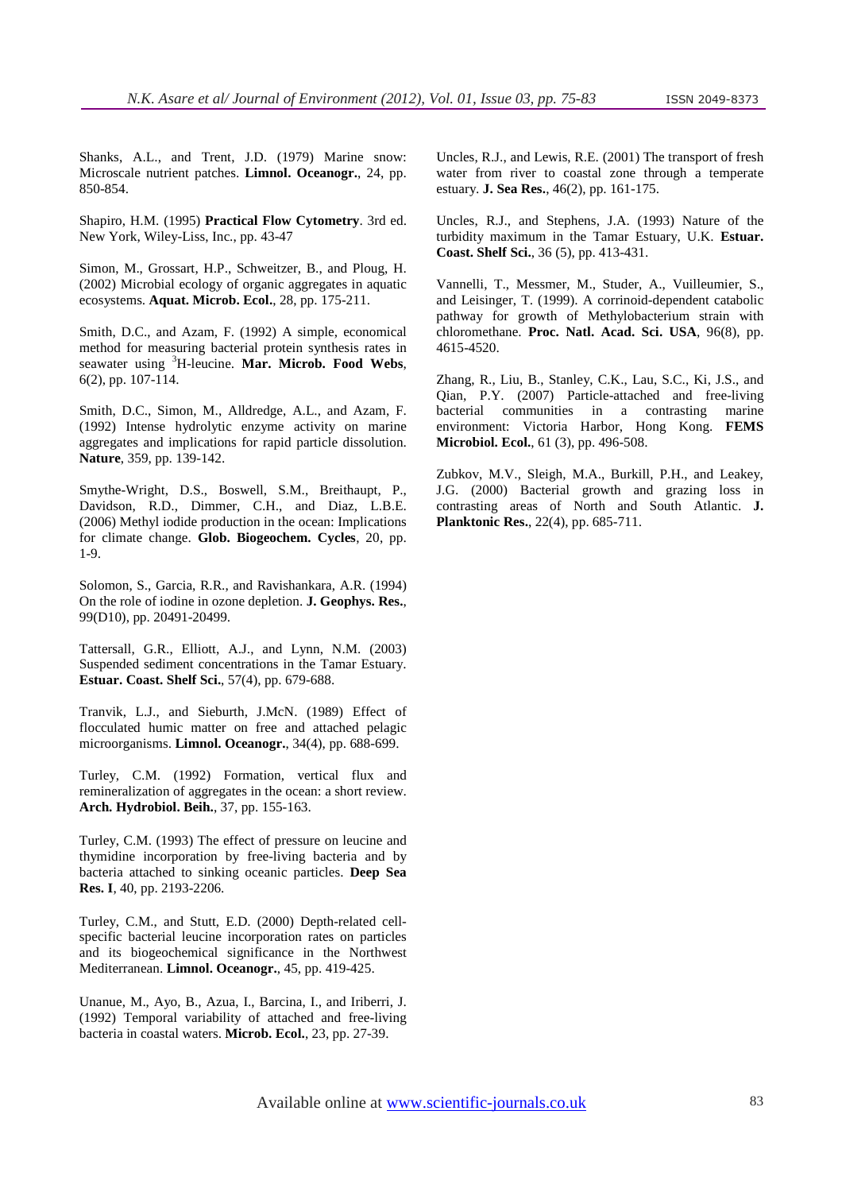Shanks, A.L., and Trent, J.D. (1979) Marine snow: Microscale nutrient patches. **Limnol. Oceanogr.**, 24, pp. 850-854.

Shapiro, H.M. (1995) **Practical Flow Cytometry**. 3rd ed. New York, Wiley-Liss, Inc., pp. 43-47

Simon, M., Grossart, H.P., Schweitzer, B., and Ploug, H. (2002) Microbial ecology of organic aggregates in aquatic ecosystems. **Aquat. Microb. Ecol.**, 28, pp. 175-211.

Smith, D.C., and Azam, F. (1992) A simple, economical method for measuring bacterial protein synthesis rates in seawater using $^{3}$H-leucine. **Mar. Microb. Food Webs**, 6(2), pp. 107-114.

Smith, D.C., Simon, M., Alldredge, A.L., and Azam, F. (1992) Intense hydrolytic enzyme activity on marine aggregates and implications for rapid particle dissolution. **Nature**, 359, pp. 139-142.

Smythe-Wright, D.S., Boswell, S.M., Breithaupt, P., Davidson, R.D., Dimmer, C.H., and Diaz, L.B.E. (2006) Methyl iodide production in the ocean: Implications for climate change. **Glob. Biogeochem. Cycles**, 20, pp. 1-9.

Solomon, S., Garcia, R.R., and Ravishankara, A.R. (1994) On the role of iodine in ozone depletion. **J. Geophys. Res.**, 99(D10), pp. 20491-20499.

Tattersall, G.R., Elliott, A.J., and Lynn, N.M. (2003) Suspended sediment concentrations in the Tamar Estuary. **Estuar. Coast. Shelf Sci.**, 57(4), pp. 679-688.

Tranvik, L.J., and Sieburth, J.McN. (1989) Effect of flocculated humic matter on free and attached pelagic microorganisms. **Limnol. Oceanogr.**, 34(4), pp. 688-699.

Turley, C.M. (1992) Formation, vertical flux and remineralization of aggregates in the ocean: a short review. **Arch. Hydrobiol. Beih.**, 37, pp. 155-163.

Turley, C.M. (1993) The effect of pressure on leucine and thymidine incorporation by free-living bacteria and by bacteria attached to sinking oceanic particles. **Deep Sea Res. I**, 40, pp. 2193-2206.

Turley, C.M., and Stutt, E.D. (2000) Depth-related cell-specific bacterial leucine incorporation rates on particles and its biogeochemical significance in the Northwest Mediterranean. **Limnol. Oceanogr.**, 45, pp. 419-425.

Unanue, M., Ayo, B., Azua, I., Barcina, I., and Iriberri, J. (1992) Temporal variability of attached and free-living bacteria in coastal waters. **Microb. Ecol.**, 23, pp. 27-39.

Uncles, R.J., and Lewis, R.E. (2001) The transport of fresh water from river to coastal zone through a temperate estuary. **J. Sea Res.**, 46(2), pp. 161-175.

Uncles, R.J., and Stephens, J.A. (1993) Nature of the turbidity maximum in the Tamar Estuary, U.K. **Estuar. Coast. Shelf Sci.**, 36 (5), pp. 413-431.

Vannelli, T., Messmer, M., Studer, A., Vuilleumier, S., and Leisinger, T. (1999). A corrinoid-dependent catabolic pathway for growth of Methylobacterium strain with chloromethane. **Proc. Natl. Acad. Sci. USA**, 96(8), pp. 4615-4520.

Zhang, R., Liu, B., Stanley, C.K., Lau, S.C., Ki, J.S., and Qian, P.Y. (2007) Particle-attached and free-living bacterial communities in a contrasting marine environment: Victoria Harbor, Hong Kong. **FEMS Microbiol. Ecol.**, 61 (3), pp. 496-508.

Zubkov, M.V., Sleigh, M.A., Burkill, P.H., and Leakey, J.G. (2000) Bacterial growth and grazing loss in contrasting areas of North and South Atlantic. **J. Planktonic Res.**, 22(4), pp. 685-711.